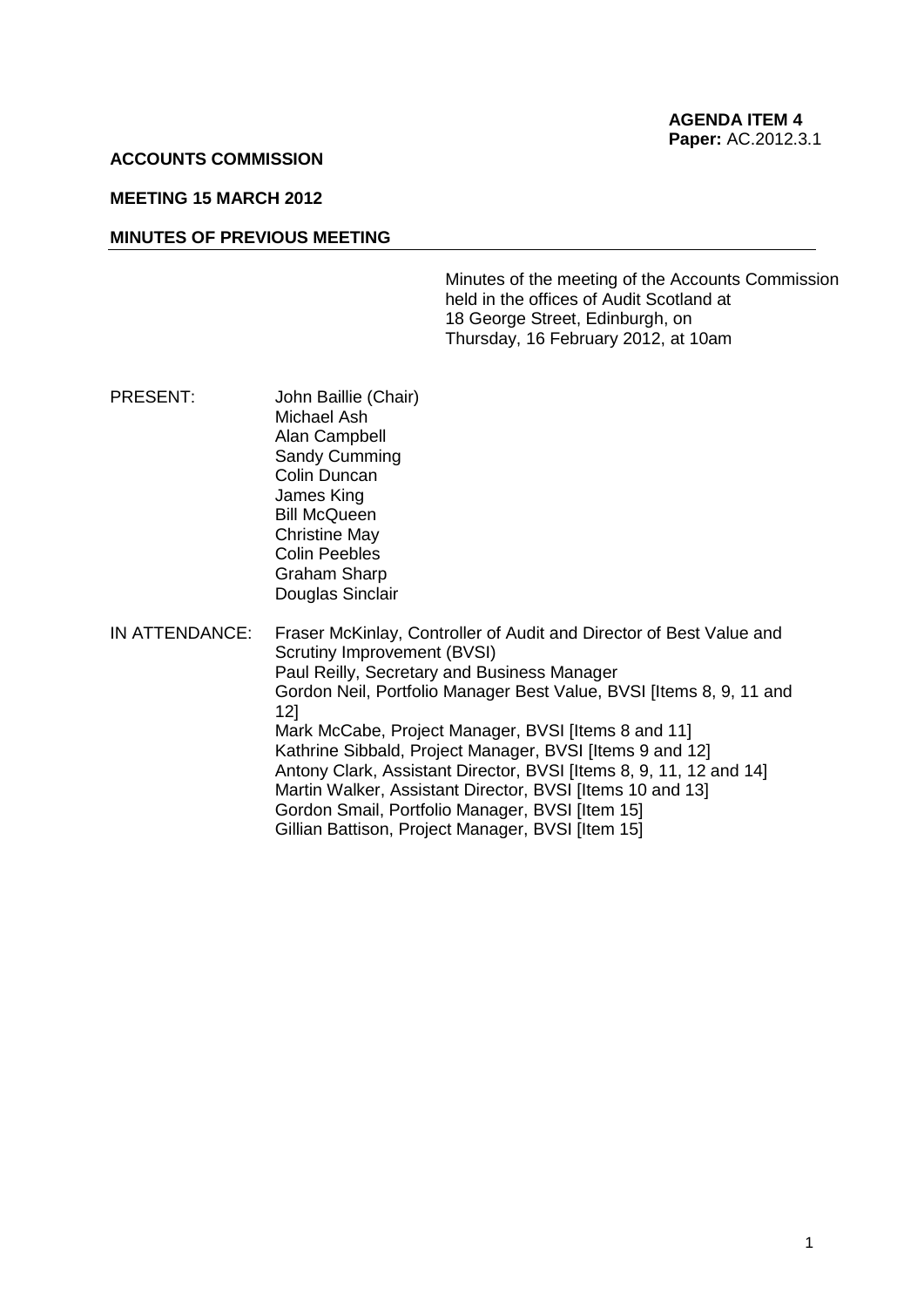**AGENDA ITEM 4**
**Paper:** AC.2012.3.1

**ACCOUNTS COMMISSION**

**MEETING 15 MARCH 2012**

**MINUTES OF PREVIOUS MEETING**

Minutes of the meeting of the Accounts Commission held in the offices of Audit Scotland at 18 George Street, Edinburgh, on Thursday, 16 February 2012, at 10am

PRESENT:

John Baillie (Chair)
Michael Ash
Alan Campbell
Sandy Cumming
Colin Duncan
James King
Bill McQueen
Christine May
Colin Peebles
Graham Sharp
Douglas Sinclair

IN ATTENDANCE:

Fraser McKinlay, Controller of Audit and Director of Best Value and Scrutiny Improvement (BVSI)
Paul Reilly, Secretary and Business Manager
Gordon Neil, Portfolio Manager Best Value, BVSI [Items 8, 9, 11 and 12]
Mark McCabe, Project Manager, BVSI [Items 8 and 11]
Kathrine Sibbald, Project Manager, BVSI [Items 9 and 12]
Antony Clark, Assistant Director, BVSI [Items 8, 9, 11, 12 and 14]
Martin Walker, Assistant Director, BVSI [Items 10 and 13]
Gordon Smail, Portfolio Manager, BVSI [Item 15]
Gillian Battison, Project Manager, BVSI [Item 15]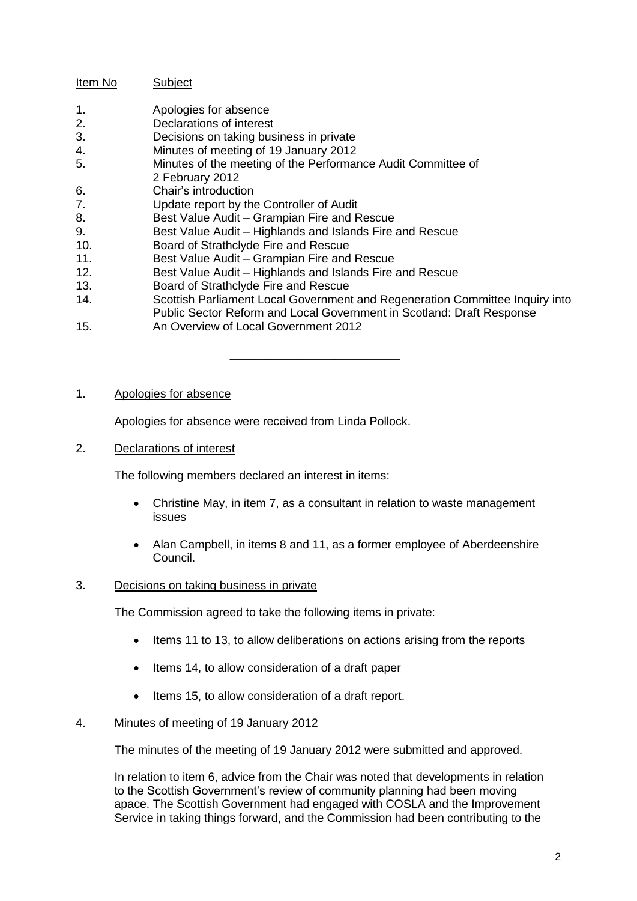| Item No | Subject |
|---|---|
| 1. | Apologies for absence |
| 2. | Declarations of interest |
| 3. | Decisions on taking business in private |
| 4. | Minutes of meeting of 19 January 2012 |
| 5. | Minutes of the meeting of the Performance Audit Committee of 2 February 2012 |
| 6. | Chair's introduction |
| 7. | Update report by the Controller of Audit |
| 8. | Best Value Audit – Grampian Fire and Rescue |
| 9. | Best Value Audit – Highlands and Islands Fire and Rescue |
| 10. | Board of Strathclyde Fire and Rescue |
| 11. | Best Value Audit – Grampian Fire and Rescue |
| 12. | Best Value Audit – Highlands and Islands Fire and Rescue |
| 13. | Board of Strathclyde Fire and Rescue |
| 14. | Scottish Parliament Local Government and Regeneration Committee Inquiry into Public Sector Reform and Local Government in Scotland: Draft Response |
| 15. | An Overview of Local Government 2012 |

---

1. Apologies for absence

Apologies for absence were received from Linda Pollock.

2. Declarations of interest

The following members declared an interest in items:

- Christine May, in item 7, as a consultant in relation to waste management issues
- Alan Campbell, in items 8 and 11, as a former employee of Aberdeenshire Council.

3. Decisions on taking business in private

The Commission agreed to take the following items in private:

- Items 11 to 13, to allow deliberations on actions arising from the reports
- Items 14, to allow consideration of a draft paper
- Items 15, to allow consideration of a draft report.

4. Minutes of meeting of 19 January 2012

The minutes of the meeting of 19 January 2012 were submitted and approved.

In relation to item 6, advice from the Chair was noted that developments in relation to the Scottish Government's review of community planning had been moving apace. The Scottish Government had engaged with COSLA and the Improvement Service in taking things forward, and the Commission had been contributing to the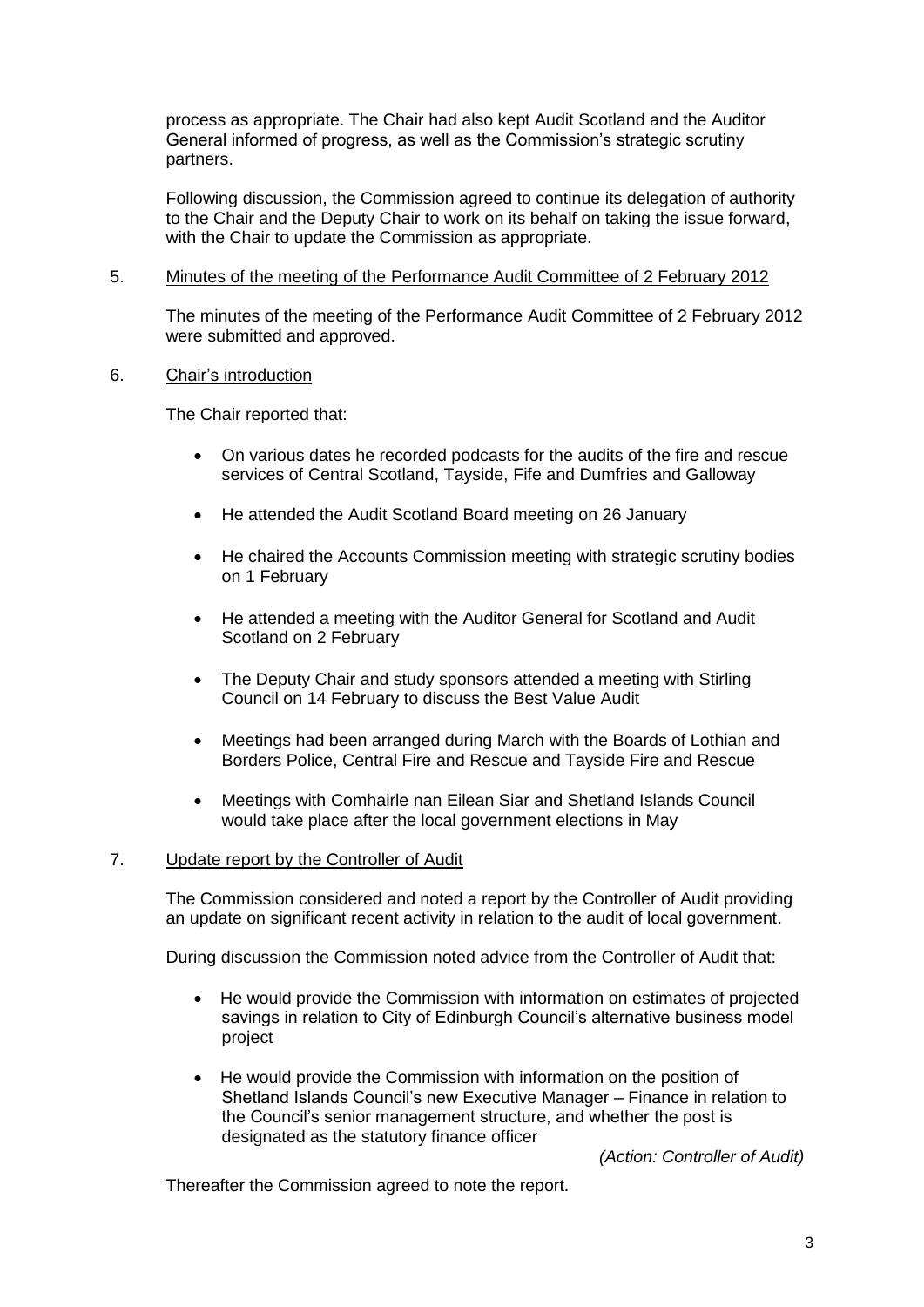process as appropriate. The Chair had also kept Audit Scotland and the Auditor General informed of progress, as well as the Commission's strategic scrutiny partners.

Following discussion, the Commission agreed to continue its delegation of authority to the Chair and the Deputy Chair to work on its behalf on taking the issue forward, with the Chair to update the Commission as appropriate.

5. Minutes of the meeting of the Performance Audit Committee of 2 February 2012

The minutes of the meeting of the Performance Audit Committee of 2 February 2012 were submitted and approved.

6. Chair's introduction

The Chair reported that:

- On various dates he recorded podcasts for the audits of the fire and rescue services of Central Scotland, Tayside, Fife and Dumfries and Galloway
- He attended the Audit Scotland Board meeting on 26 January
- He chaired the Accounts Commission meeting with strategic scrutiny bodies on 1 February
- He attended a meeting with the Auditor General for Scotland and Audit Scotland on 2 February
- The Deputy Chair and study sponsors attended a meeting with Stirling Council on 14 February to discuss the Best Value Audit
- Meetings had been arranged during March with the Boards of Lothian and Borders Police, Central Fire and Rescue and Tayside Fire and Rescue
- Meetings with Comhairle nan Eilean Siar and Shetland Islands Council would take place after the local government elections in May

7. Update report by the Controller of Audit

The Commission considered and noted a report by the Controller of Audit providing an update on significant recent activity in relation to the audit of local government.

During discussion the Commission noted advice from the Controller of Audit that:

- He would provide the Commission with information on estimates of projected savings in relation to City of Edinburgh Council's alternative business model project
- He would provide the Commission with information on the position of Shetland Islands Council's new Executive Manager – Finance in relation to the Council's senior management structure, and whether the post is designated as the statutory finance officer

*(Action: Controller of Audit)*

Thereafter the Commission agreed to note the report.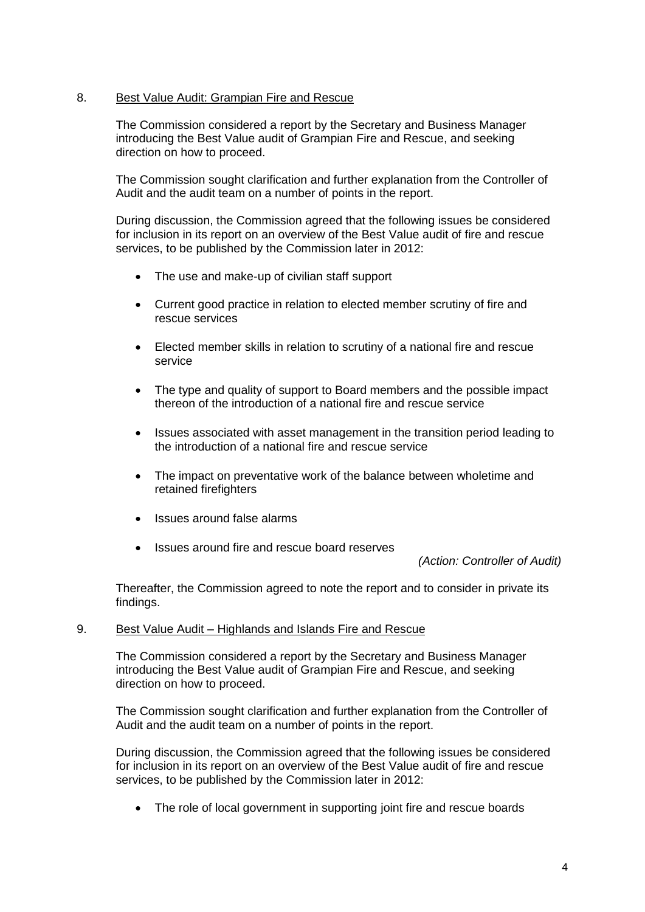8. <u>Best Value Audit: Grampian Fire and Rescue</u>

The Commission considered a report by the Secretary and Business Manager introducing the Best Value audit of Grampian Fire and Rescue, and seeking direction on how to proceed.

The Commission sought clarification and further explanation from the Controller of Audit and the audit team on a number of points in the report.

During discussion, the Commission agreed that the following issues be considered for inclusion in its report on an overview of the Best Value audit of fire and rescue services, to be published by the Commission later in 2012:

- The use and make-up of civilian staff support
- Current good practice in relation to elected member scrutiny of fire and rescue services
- Elected member skills in relation to scrutiny of a national fire and rescue service
- The type and quality of support to Board members and the possible impact thereon of the introduction of a national fire and rescue service
- Issues associated with asset management in the transition period leading to the introduction of a national fire and rescue service
- The impact on preventative work of the balance between wholetime and retained firefighters
- Issues around false alarms
- Issues around fire and rescue board reserves

*(Action: Controller of Audit)*

Thereafter, the Commission agreed to note the report and to consider in private its findings.

9. <u>Best Value Audit – Highlands and Islands Fire and Rescue</u>

The Commission considered a report by the Secretary and Business Manager introducing the Best Value audit of Grampian Fire and Rescue, and seeking direction on how to proceed.

The Commission sought clarification and further explanation from the Controller of Audit and the audit team on a number of points in the report.

During discussion, the Commission agreed that the following issues be considered for inclusion in its report on an overview of the Best Value audit of fire and rescue services, to be published by the Commission later in 2012:

- The role of local government in supporting joint fire and rescue boards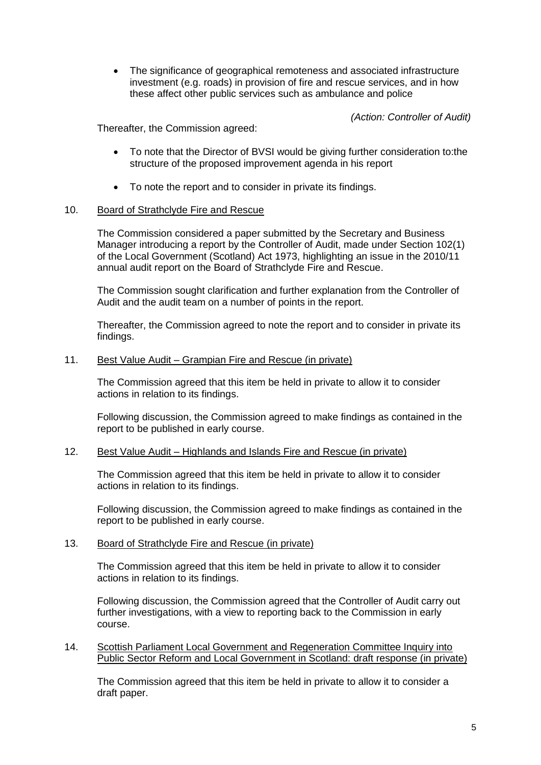- The significance of geographical remoteness and associated infrastructure investment (e.g. roads) in provision of fire and rescue services, and in how these affect other public services such as ambulance and police

*(Action: Controller of Audit)*

Thereafter, the Commission agreed:

- To note that the Director of BVSI would be giving further consideration to:the structure of the proposed improvement agenda in his report
- To note the report and to consider in private its findings.

10. <u>Board of Strathclyde Fire and Rescue</u>

The Commission considered a paper submitted by the Secretary and Business Manager introducing a report by the Controller of Audit, made under Section 102(1) of the Local Government (Scotland) Act 1973, highlighting an issue in the 2010/11 annual audit report on the Board of Strathclyde Fire and Rescue.

The Commission sought clarification and further explanation from the Controller of Audit and the audit team on a number of points in the report.

Thereafter, the Commission agreed to note the report and to consider in private its findings.

11. <u>Best Value Audit – Grampian Fire and Rescue (in private)</u>

The Commission agreed that this item be held in private to allow it to consider actions in relation to its findings.

Following discussion, the Commission agreed to make findings as contained in the report to be published in early course.

12. <u>Best Value Audit – Highlands and Islands Fire and Rescue (in private)</u>

The Commission agreed that this item be held in private to allow it to consider actions in relation to its findings.

Following discussion, the Commission agreed to make findings as contained in the report to be published in early course.

13. <u>Board of Strathclyde Fire and Rescue (in private)</u>

The Commission agreed that this item be held in private to allow it to consider actions in relation to its findings.

Following discussion, the Commission agreed that the Controller of Audit carry out further investigations, with a view to reporting back to the Commission in early course.

14. <u>Scottish Parliament Local Government and Regeneration Committee Inquiry into Public Sector Reform and Local Government in Scotland: draft response (in private)</u>

The Commission agreed that this item be held in private to allow it to consider a draft paper.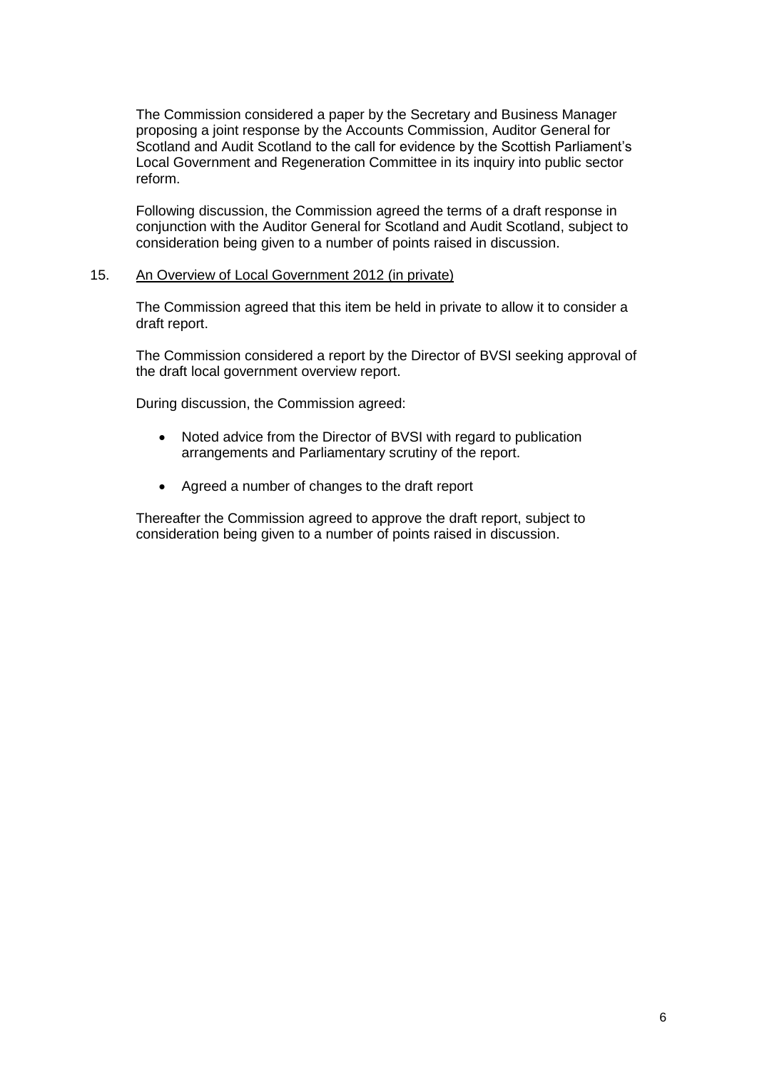The Commission considered a paper by the Secretary and Business Manager proposing a joint response by the Accounts Commission, Auditor General for Scotland and Audit Scotland to the call for evidence by the Scottish Parliament's Local Government and Regeneration Committee in its inquiry into public sector reform.

Following discussion, the Commission agreed the terms of a draft response in conjunction with the Auditor General for Scotland and Audit Scotland, subject to consideration being given to a number of points raised in discussion.

15. An Overview of Local Government 2012 (in private)

The Commission agreed that this item be held in private to allow it to consider a draft report.

The Commission considered a report by the Director of BVSI seeking approval of the draft local government overview report.

During discussion, the Commission agreed:

- Noted advice from the Director of BVSI with regard to publication arrangements and Parliamentary scrutiny of the report.
- Agreed a number of changes to the draft report

Thereafter the Commission agreed to approve the draft report, subject to consideration being given to a number of points raised in discussion.